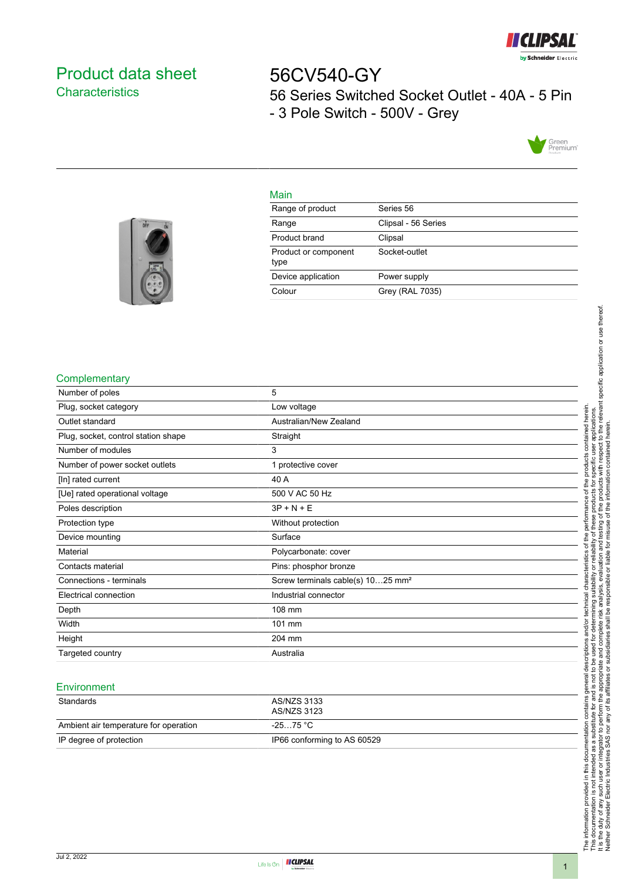# Product data sheet

## Characteristics

# 56CV540-GY

56 Series Switched Socket Outlet - 40A - 5 Pin - 3 Pole Switch - 500V - Grey

## Main

| | |
|---|---|
| Range of product | Series 56 |
| Range | Clipsal - 56 Series |
| Product brand | Clipsal |
| Product or component type | Socket-outlet |
| Device application | Power supply |
| Colour | Grey (RAL 7035) |

## Complementary

| | |
|---|---|
| Number of poles | 5 |
| Plug, socket category | Low voltage |
| Outlet standard | Australian/New Zealand |
| Plug, socket, control station shape | Straight |
| Number of modules | 3 |
| Number of power socket outlets | 1 protective cover |
| [In] rated current | 40 A |
| [Ue] rated operational voltage | 500 V AC 50 Hz |
| Poles description | 3P + N + E |
| Protection type | Without protection |
| Device mounting | Surface |
| Material | Polycarbonate: cover |
| Contacts material | Pins: phosphor bronze |
| Connections - terminals | Screw terminals cable(s) 10…25 mm² |
| Electrical connection | Industrial connector |
| Depth | 108 mm |
| Width | 101 mm |
| Height | 204 mm |
| Targeted country | Australia |

## Environment

| | |
|---|---|
| Standards | AS/NZS 3133<br>AS/NZS 3123 |
| Ambient air temperature for operation | -25…75 °C |
| IP degree of protection | IP66 conforming to AS 60529 |

The information provided in this documentation contains general descriptions and/or technical characteristics of the performance of the products contained herein. This documentation is not intended as a substitute for and is not to be used for determining suitability or reliability of these products for specific user applications. It is the duty of any such user or integrator to perform the appropriate and complete risk analysis, evaluation and testing of the products with respect to the relevant specific application or use thereof. Neither Schneider Electric Industries SAS nor any of its affiliates or subsidiaries shall be responsible or liable for misuse of the information contained herein.

Jul 2, 2022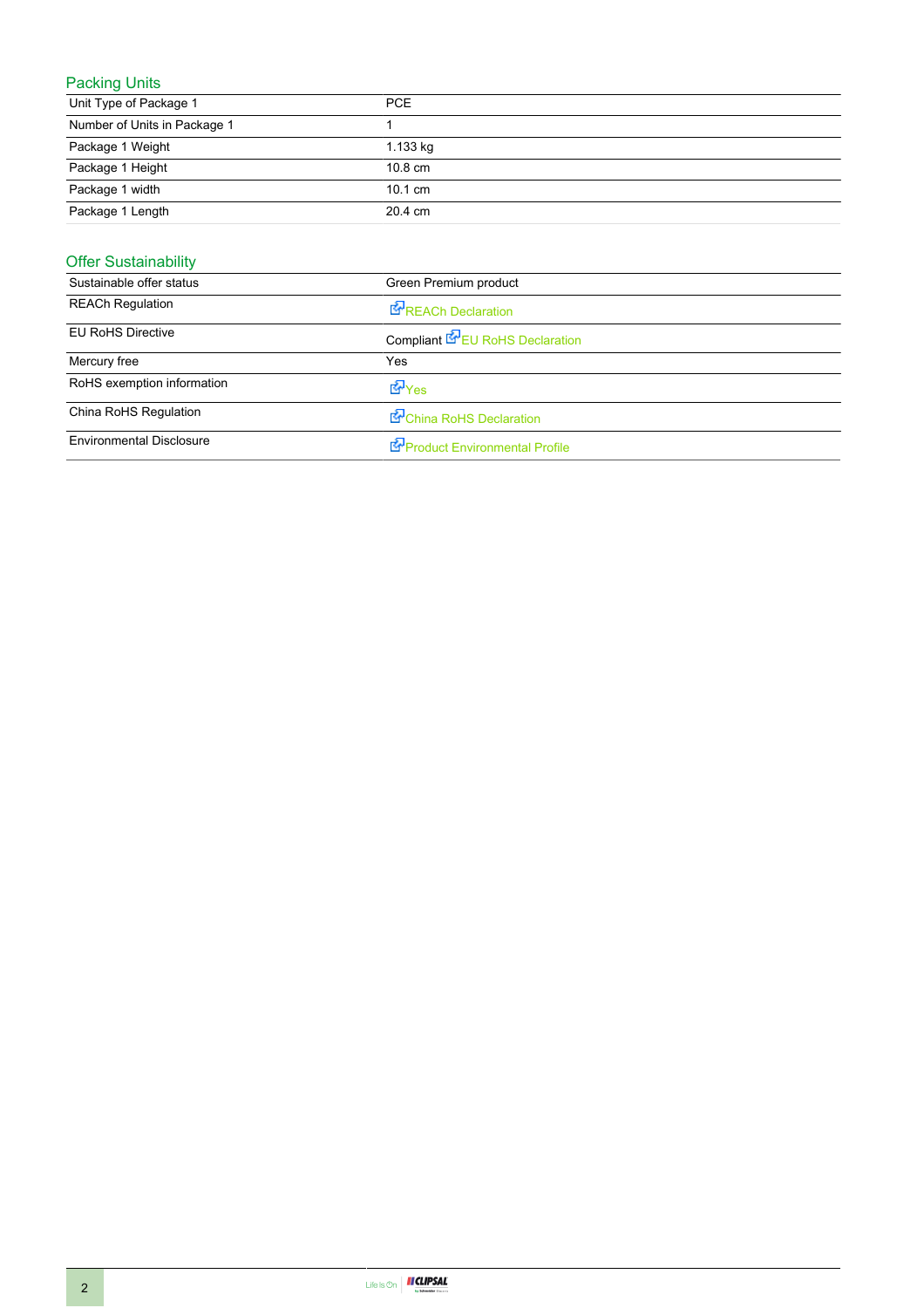## Packing Units

| | |
|---|---|
| Unit Type of Package 1 | PCE |
| Number of Units in Package 1 | 1 |
| Package 1 Weight | 1.133 kg |
| Package 1 Height | 10.8 cm |
| Package 1 width | 10.1 cm |
| Package 1 Length | 20.4 cm |

## Offer Sustainability

| | |
|---|---|
| Sustainable offer status | Green Premium product |
| REACh Regulation | REACh Declaration |
| EU RoHS Directive | Compliant EU RoHS Declaration |
| Mercury free | Yes |
| RoHS exemption information | Yes |
| China RoHS Regulation | China RoHS Declaration |
| Environmental Disclosure | Product Environmental Profile |